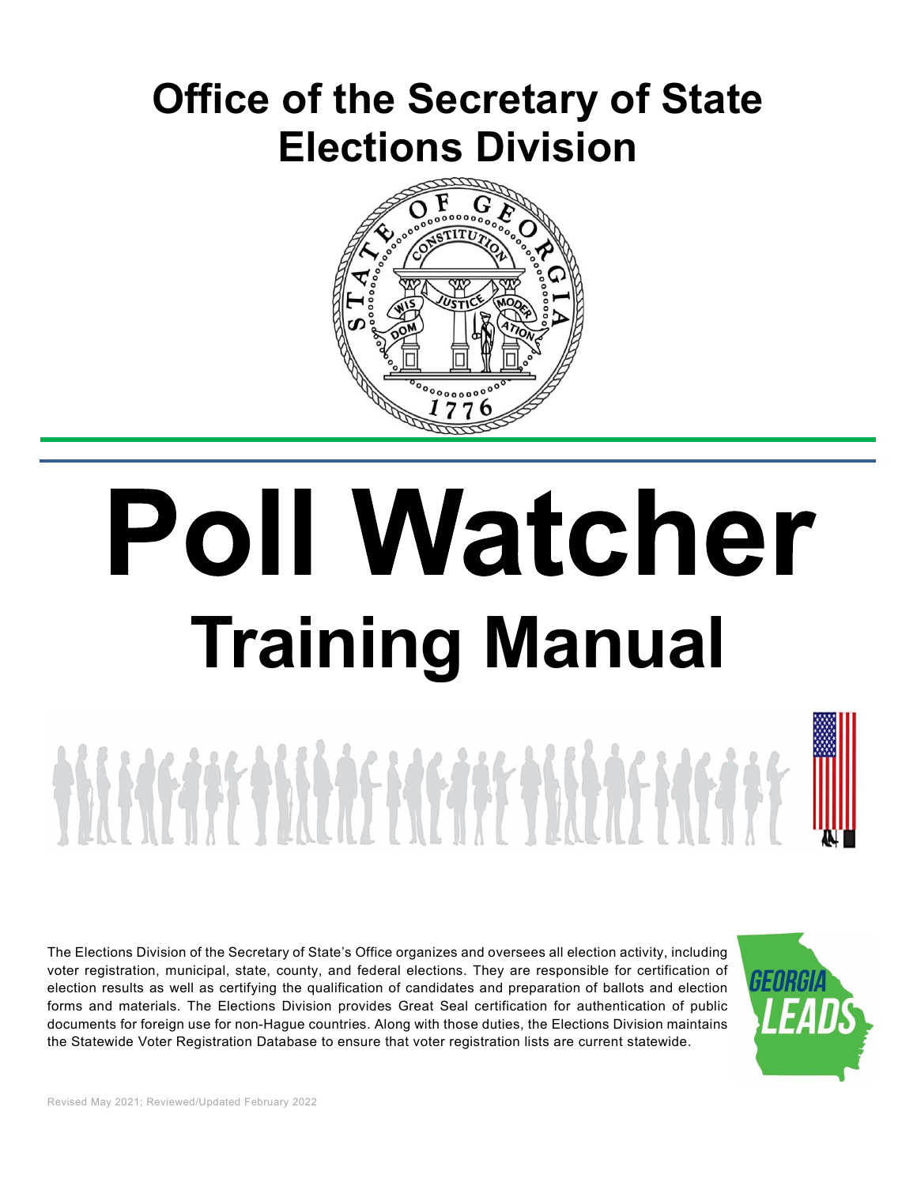# Office of the Secretary of State
# Elections Division

# Poll Watcher

## Training Manual

The Elections Division of the Secretary of State's Office organizes and oversees all election activity, including voter registration, municipal, state, county, and federal elections. They are responsible for certification of election results as well as certifying the qualification of candidates and preparation of ballots and election forms and materials. The Elections Division provides Great Seal certification for authentication of public documents for foreign use for non-Hague countries. Along with those duties, the Elections Division maintains the Statewide Voter Registration Database to ensure that voter registration lists are current statewide.

GEORGIA LEADS

Revised May 2021; Reviewed/Updated February 2022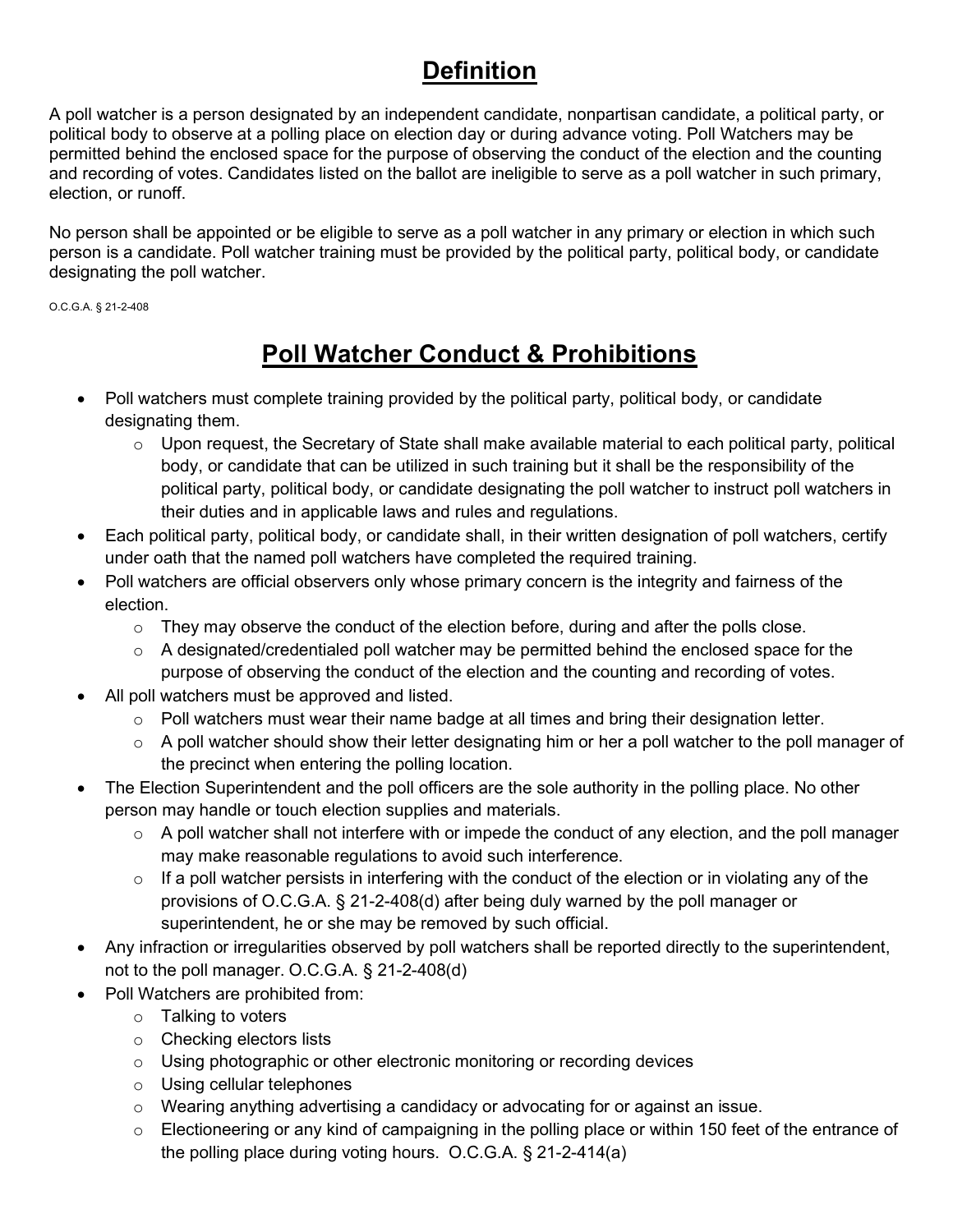# Definition

A poll watcher is a person designated by an independent candidate, nonpartisan candidate, a political party, or political body to observe at a polling place on election day or during advance voting. Poll Watchers may be permitted behind the enclosed space for the purpose of observing the conduct of the election and the counting and recording of votes. Candidates listed on the ballot are ineligible to serve as a poll watcher in such primary, election, or runoff.

No person shall be appointed or be eligible to serve as a poll watcher in any primary or election in which such person is a candidate. Poll watcher training must be provided by the political party, political body, or candidate designating the poll watcher.

O.C.G.A. § 21-2-408

# Poll Watcher Conduct & Prohibitions

- Poll watchers must complete training provided by the political party, political body, or candidate designating them.
  - Upon request, the Secretary of State shall make available material to each political party, political body, or candidate that can be utilized in such training but it shall be the responsibility of the political party, political body, or candidate designating the poll watcher to instruct poll watchers in their duties and in applicable laws and rules and regulations.
- Each political party, political body, or candidate shall, in their written designation of poll watchers, certify under oath that the named poll watchers have completed the required training.
- Poll watchers are official observers only whose primary concern is the integrity and fairness of the election.
  - They may observe the conduct of the election before, during and after the polls close.
  - A designated/credentialed poll watcher may be permitted behind the enclosed space for the purpose of observing the conduct of the election and the counting and recording of votes.
- All poll watchers must be approved and listed.
  - Poll watchers must wear their name badge at all times and bring their designation letter.
  - A poll watcher should show their letter designating him or her a poll watcher to the poll manager of the precinct when entering the polling location.
- The Election Superintendent and the poll officers are the sole authority in the polling place. No other person may handle or touch election supplies and materials.
  - A poll watcher shall not interfere with or impede the conduct of any election, and the poll manager may make reasonable regulations to avoid such interference.
  - If a poll watcher persists in interfering with the conduct of the election or in violating any of the provisions of O.C.G.A. § 21-2-408(d) after being duly warned by the poll manager or superintendent, he or she may be removed by such official.
- Any infraction or irregularities observed by poll watchers shall be reported directly to the superintendent, not to the poll manager. O.C.G.A. § 21-2-408(d)
- Poll Watchers are prohibited from:
  - Talking to voters
  - Checking electors lists
  - Using photographic or other electronic monitoring or recording devices
  - Using cellular telephones
  - Wearing anything advertising a candidacy or advocating for or against an issue.
  - Electioneering or any kind of campaigning in the polling place or within 150 feet of the entrance of the polling place during voting hours. O.C.G.A. § 21-2-414(a)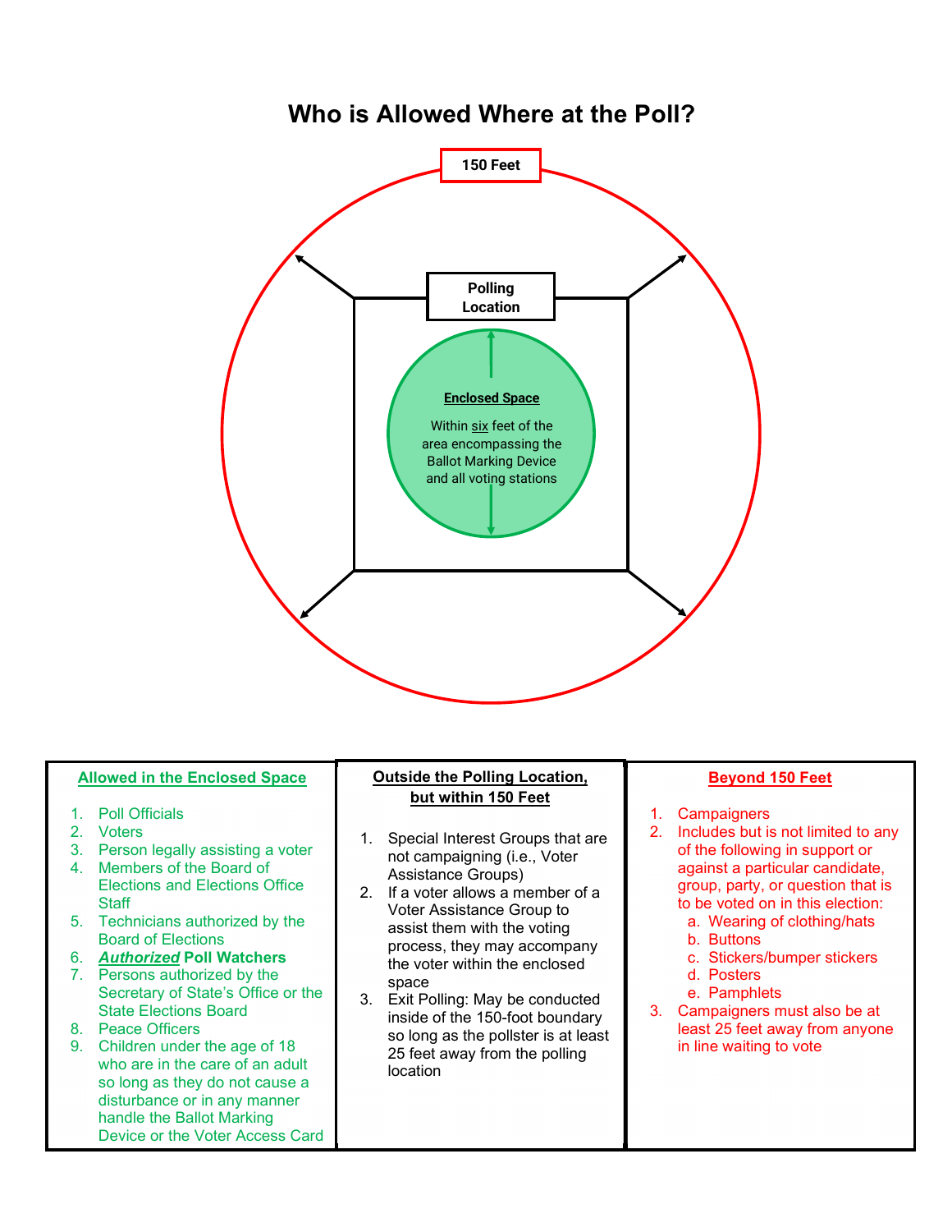# Who is Allowed Where at the Poll?

150 Feet

Polling Location

**Enclosed Space**

Within six feet of the area encompassing the Ballot Marking Device and all voting stations

| **Allowed in the Enclosed Space** | **Outside the Polling Location, but within 150 Feet** | **Beyond 150 Feet** |
| --- | --- | --- |
| 1. Poll Officials<br>2. Voters<br>3. Person legally assisting a voter<br>4. Members of the Board of Elections and Elections Office Staff<br>5. Technicians authorized by the Board of Elections<br>6. ***Authorized*** **Poll Watchers**<br>7. Persons authorized by the Secretary of State's Office or the State Elections Board<br>8. Peace Officers<br>9. Children under the age of 18 who are in the care of an adult so long as they do not cause a disturbance or in any manner handle the Ballot Marking Device or the Voter Access Card | 1. Special Interest Groups that are not campaigning (i.e., Voter Assistance Groups)<br>2. If a voter allows a member of a Voter Assistance Group to assist them with the voting process, they may accompany the voter within the enclosed space<br>3. Exit Polling: May be conducted inside of the 150-foot boundary so long as the pollster is at least 25 feet away from the polling location | 1. Campaigners<br>2. Includes but is not limited to any of the following in support or against a particular candidate, group, party, or question that is to be voted on in this election:<br>a. Wearing of clothing/hats<br>b. Buttons<br>c. Stickers/bumper stickers<br>d. Posters<br>e. Pamphlets<br>3. Campaigners must also be at least 25 feet away from anyone in line waiting to vote |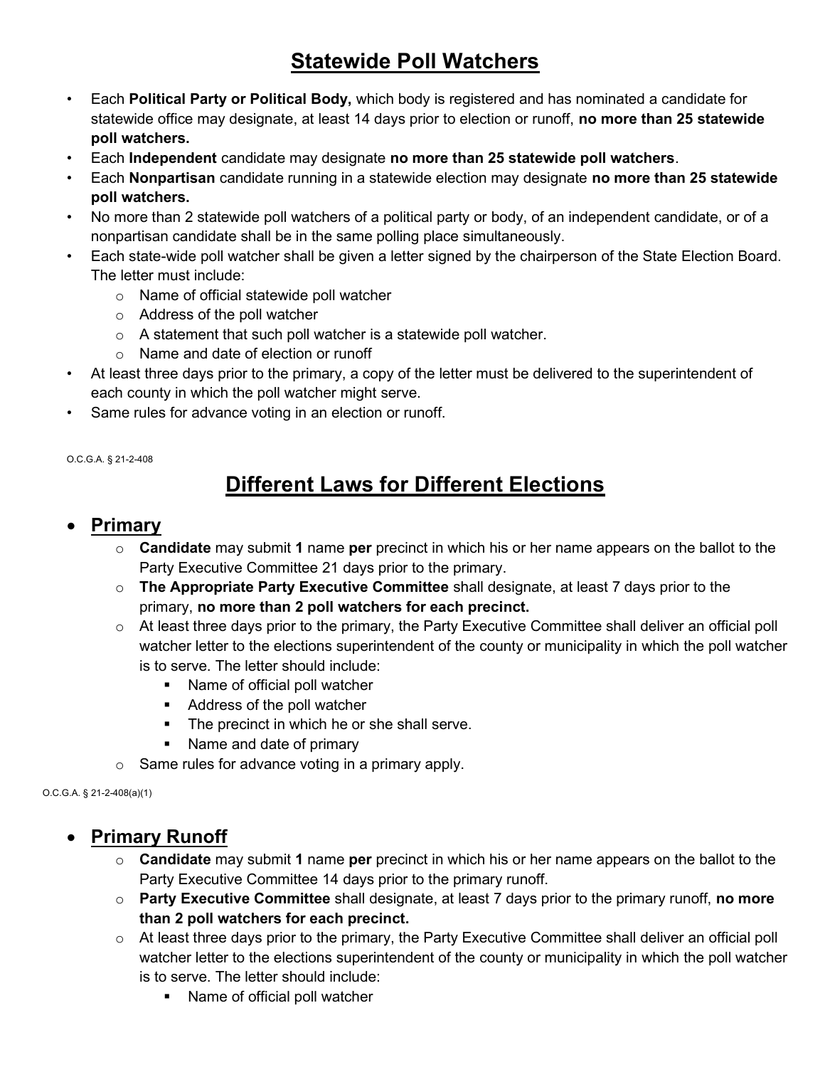# Statewide Poll Watchers

- Each **Political Party or Political Body,** which body is registered and has nominated a candidate for statewide office may designate, at least 14 days prior to election or runoff, **no more than 25 statewide poll watchers.**
- Each **Independent** candidate may designate **no more than 25 statewide poll watchers**.
- Each **Nonpartisan** candidate running in a statewide election may designate **no more than 25 statewide poll watchers.**
- No more than 2 statewide poll watchers of a political party or body, of an independent candidate, or of a nonpartisan candidate shall be in the same polling place simultaneously.
- Each state-wide poll watcher shall be given a letter signed by the chairperson of the State Election Board. The letter must include:
  - Name of official statewide poll watcher
  - Address of the poll watcher
  - A statement that such poll watcher is a statewide poll watcher.
  - Name and date of election or runoff
- At least three days prior to the primary, a copy of the letter must be delivered to the superintendent of each county in which the poll watcher might serve.
- Same rules for advance voting in an election or runoff.

O.C.G.A. § 21-2-408

# Different Laws for Different Elections

## Primary

- **Candidate** may submit **1** name **per** precinct in which his or her name appears on the ballot to the Party Executive Committee 21 days prior to the primary.
- **The Appropriate Party Executive Committee** shall designate, at least 7 days prior to the primary, **no more than 2 poll watchers for each precinct.**
- At least three days prior to the primary, the Party Executive Committee shall deliver an official poll watcher letter to the elections superintendent of the county or municipality in which the poll watcher is to serve. The letter should include:
  - Name of official poll watcher
  - Address of the poll watcher
  - The precinct in which he or she shall serve.
  - Name and date of primary
- Same rules for advance voting in a primary apply.

O.C.G.A. § 21-2-408(a)(1)

## Primary Runoff

- **Candidate** may submit **1** name **per** precinct in which his or her name appears on the ballot to the Party Executive Committee 14 days prior to the primary runoff.
- **Party Executive Committee** shall designate, at least 7 days prior to the primary runoff, **no more than 2 poll watchers for each precinct.**
- At least three days prior to the primary, the Party Executive Committee shall deliver an official poll watcher letter to the elections superintendent of the county or municipality in which the poll watcher is to serve. The letter should include:
  - Name of official poll watcher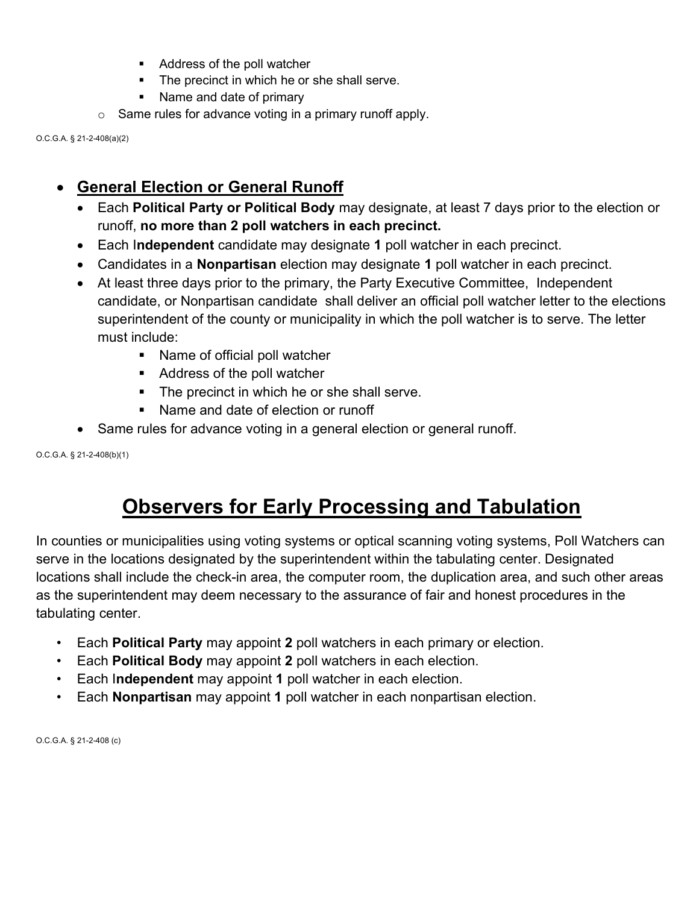- Address of the poll watcher
    - The precinct in which he or she shall serve.
    - Name and date of primary
  - Same rules for advance voting in a primary runoff apply.

O.C.G.A. § 21-2-408(a)(2)

- <u>**General Election or General Runoff**</u>
  - Each **Political Party or Political Body** may designate, at least 7 days prior to the election or runoff, **no more than 2 poll watchers in each precinct.**
  - Each I**ndependent** candidate may designate **1** poll watcher in each precinct.
  - Candidates in a **Nonpartisan** election may designate **1** poll watcher in each precinct.
  - At least three days prior to the primary, the Party Executive Committee, Independent candidate, or Nonpartisan candidate shall deliver an official poll watcher letter to the elections superintendent of the county or municipality in which the poll watcher is to serve. The letter must include:
    - Name of official poll watcher
    - Address of the poll watcher
    - The precinct in which he or she shall serve.
    - Name and date of election or runoff
  - Same rules for advance voting in a general election or general runoff.

O.C.G.A. § 21-2-408(b)(1)

# <u>Observers for Early Processing and Tabulation</u>

In counties or municipalities using voting systems or optical scanning voting systems, Poll Watchers can serve in the locations designated by the superintendent within the tabulating center. Designated locations shall include the check-in area, the computer room, the duplication area, and such other areas as the superintendent may deem necessary to the assurance of fair and honest procedures in the tabulating center.

- Each **Political Party** may appoint **2** poll watchers in each primary or election.
- Each **Political Body** may appoint **2** poll watchers in each election.
- Each I**ndependent** may appoint **1** poll watcher in each election.
- Each **Nonpartisan** may appoint **1** poll watcher in each nonpartisan election.

O.C.G.A. § 21-2-408 (c)